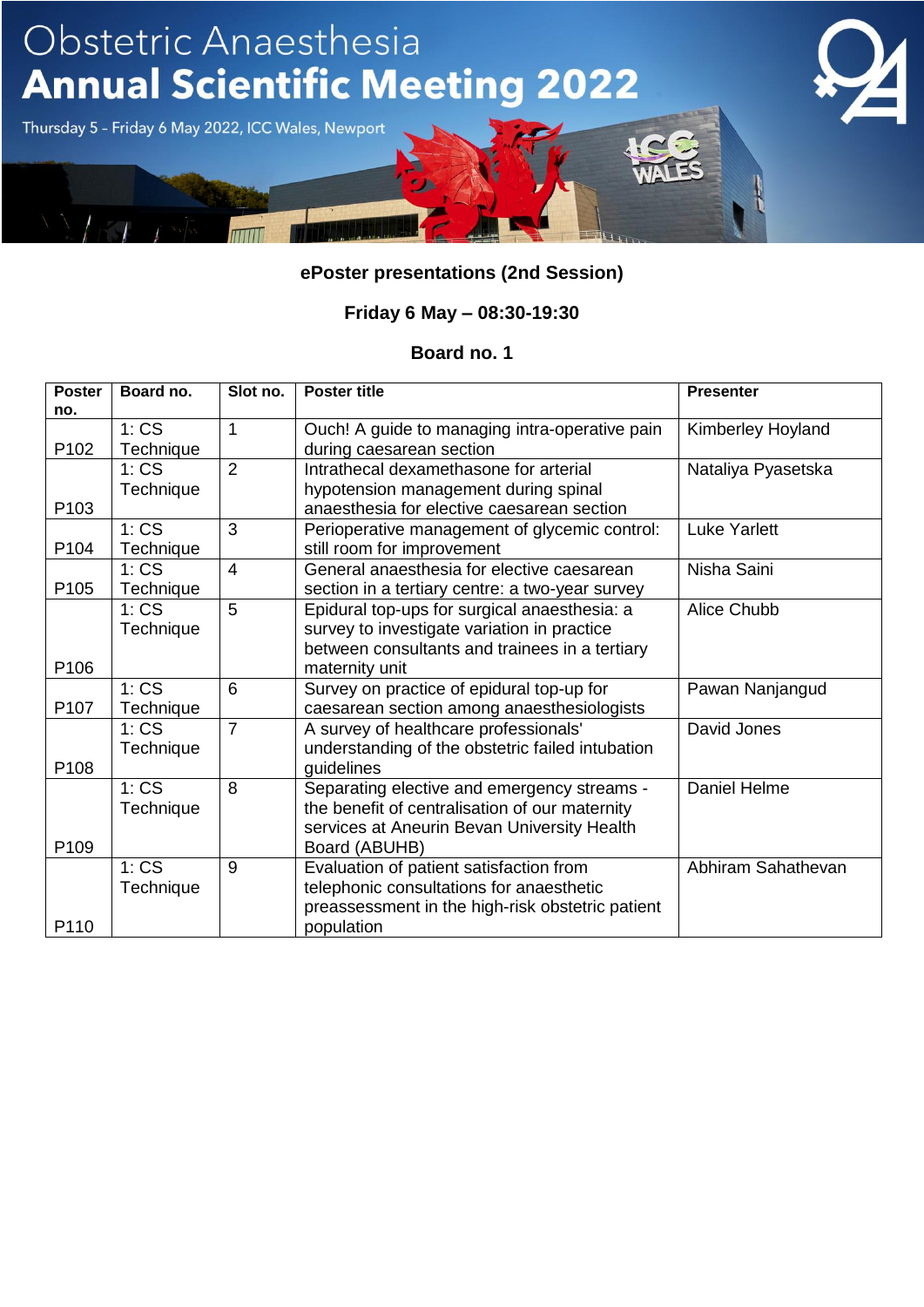# Obstetric Anaesthesia
# Annual Scientific Meeting 2022

Thursday 5 – Friday 6 May 2022, ICC Wales, Newport

**ePoster presentations (2nd Session)**

**Friday 6 May – 08:30-19:30**

**Board no. 1**

| Poster no. | Board no. | Slot no. | Poster title | Presenter |
|---|---|---|---|---|
| P102 | 1: CS Technique | 1 | Ouch! A guide to managing intra-operative pain during caesarean section | Kimberley Hoyland |
| P103 | 1: CS Technique | 2 | Intrathecal dexamethasone for arterial hypotension management during spinal anaesthesia for elective caesarean section | Nataliya Pyasetska |
| P104 | 1: CS Technique | 3 | Perioperative management of glycemic control: still room for improvement | Luke Yarlett |
| P105 | 1: CS Technique | 4 | General anaesthesia for elective caesarean section in a tertiary centre: a two-year survey | Nisha Saini |
| P106 | 1: CS Technique | 5 | Epidural top-ups for surgical anaesthesia: a survey to investigate variation in practice between consultants and trainees in a tertiary maternity unit | Alice Chubb |
| P107 | 1: CS Technique | 6 | Survey on practice of epidural top-up for caesarean section among anaesthesiologists | Pawan Nanjangud |
| P108 | 1: CS Technique | 7 | A survey of healthcare professionals' understanding of the obstetric failed intubation guidelines | David Jones |
| P109 | 1: CS Technique | 8 | Separating elective and emergency streams - the benefit of centralisation of our maternity services at Aneurin Bevan University Health Board (ABUHB) | Daniel Helme |
| P110 | 1: CS Technique | 9 | Evaluation of patient satisfaction from telephonic consultations for anaesthetic preassessment in the high-risk obstetric patient population | Abhiram Sahathevan |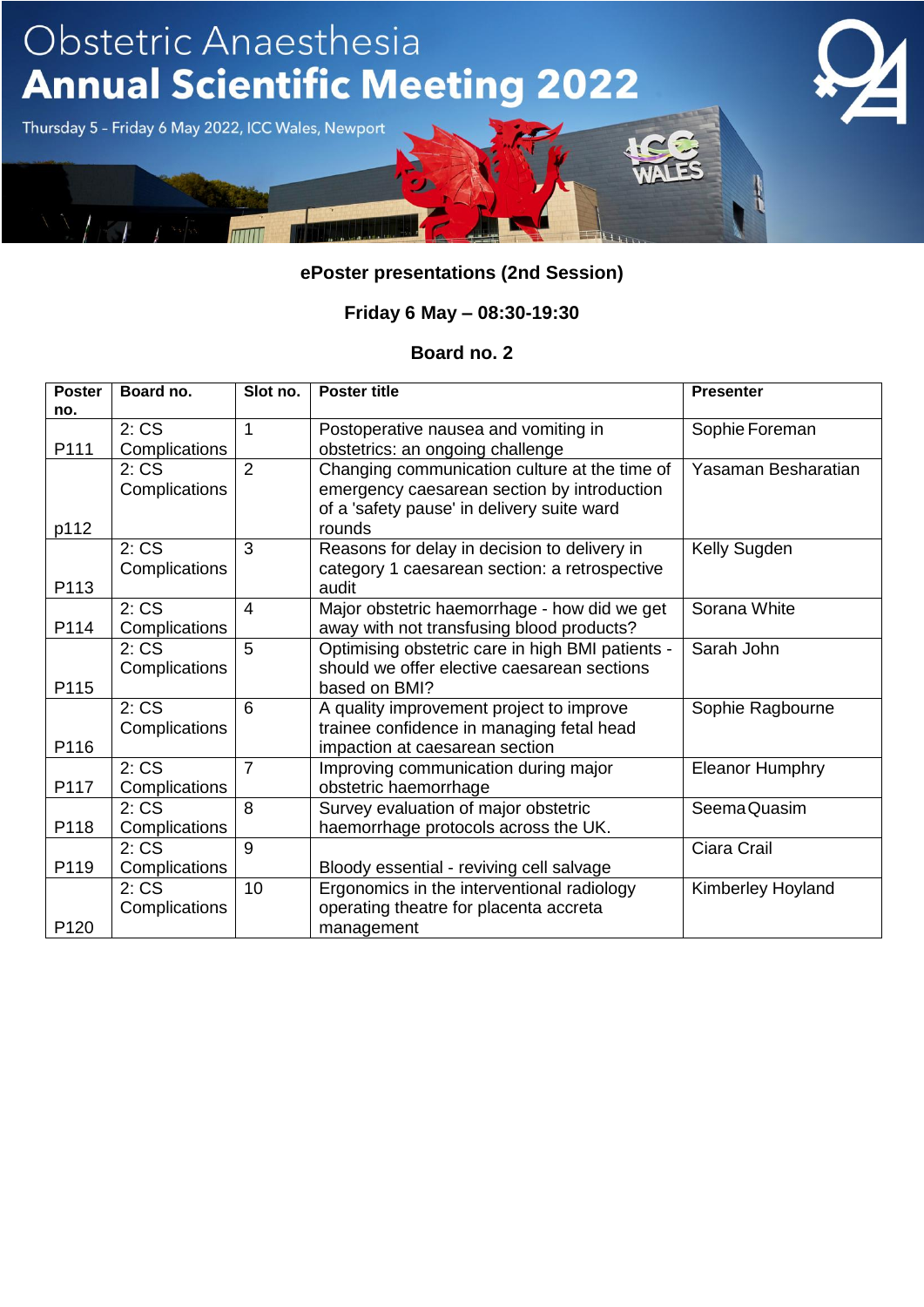# Obstetric Anaesthesia
# Annual Scientific Meeting 2022

Thursday 5 – Friday 6 May 2022, ICC Wales, Newport

**ePoster presentations (2nd Session)**

**Friday 6 May – 08:30-19:30**

**Board no. 2**

| Poster no. | Board no. | Slot no. | Poster title | Presenter |
|---|---|---|---|---|
| P111 | 2: CS Complications | 1 | Postoperative nausea and vomiting in obstetrics: an ongoing challenge | Sophie Foreman |
| p112 | 2: CS Complications | 2 | Changing communication culture at the time of emergency caesarean section by introduction of a 'safety pause' in delivery suite ward rounds | Yasaman Besharatian |
| P113 | 2: CS Complications | 3 | Reasons for delay in decision to delivery in category 1 caesarean section: a retrospective audit | Kelly Sugden |
| P114 | 2: CS Complications | 4 | Major obstetric haemorrhage - how did we get away with not transfusing blood products? | Sorana White |
| P115 | 2: CS Complications | 5 | Optimising obstetric care in high BMI patients - should we offer elective caesarean sections based on BMI? | Sarah John |
| P116 | 2: CS Complications | 6 | A quality improvement project to improve trainee confidence in managing fetal head impaction at caesarean section | Sophie Ragbourne |
| P117 | 2: CS Complications | 7 | Improving communication during major obstetric haemorrhage | Eleanor Humphry |
| P118 | 2: CS Complications | 8 | Survey evaluation of major obstetric haemorrhage protocols across the UK. | Seema Quasim |
| P119 | 2: CS Complications | 9 | Bloody essential - reviving cell salvage | Ciara Crail |
| P120 | 2: CS Complications | 10 | Ergonomics in the interventional radiology operating theatre for placenta accreta management | Kimberley Hoyland |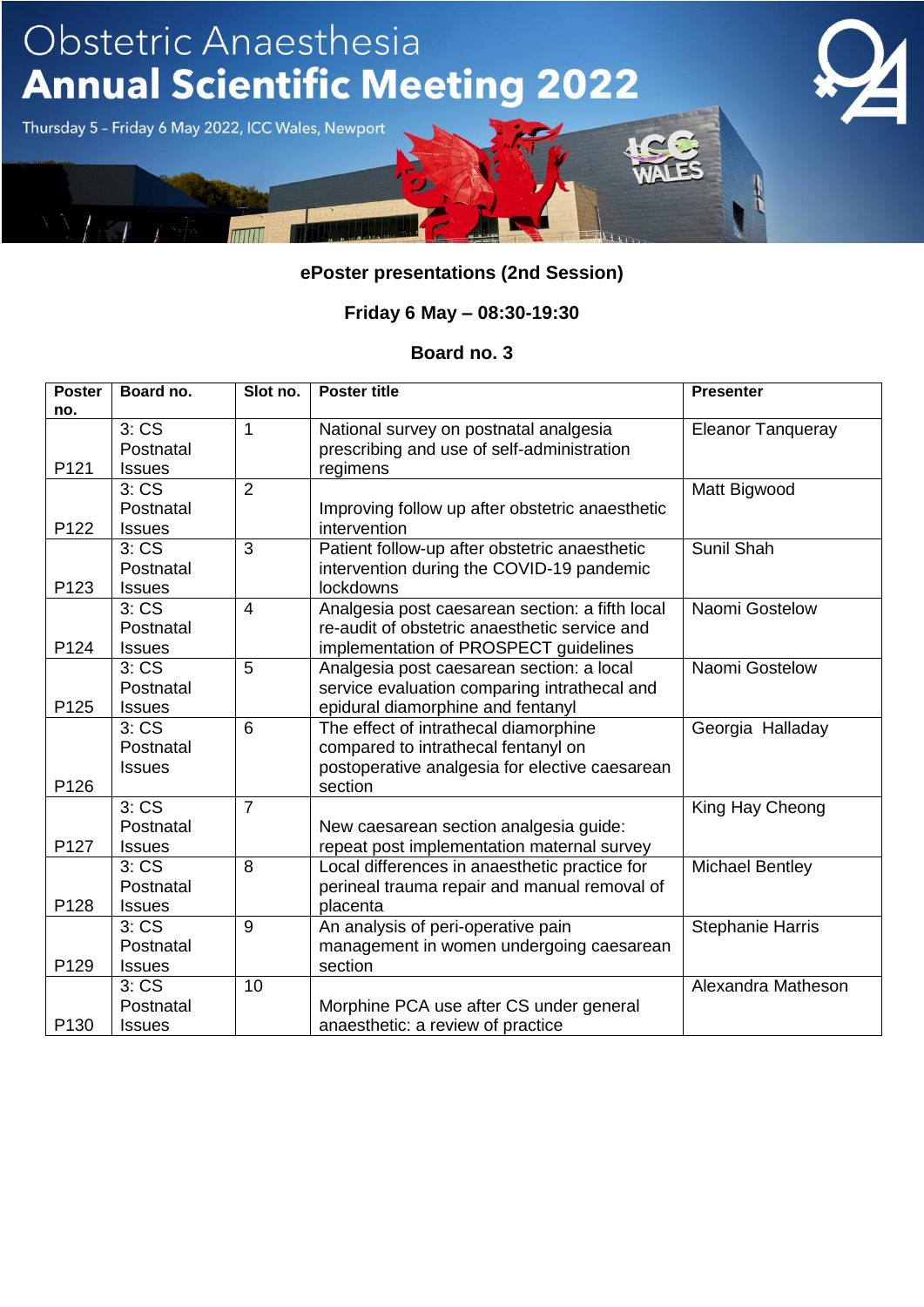# Obstetric Anaesthesia Annual Scientific Meeting 2022

Thursday 5 – Friday 6 May 2022, ICC Wales, Newport

## ePoster presentations (2nd Session)

**Friday 6 May – 08:30-19:30**

**Board no. 3**

| Poster no. | Board no. | Slot no. | Poster title | Presenter |
|---|---|---|---|---|
| P121 | 3: CS Postnatal Issues | 1 | National survey on postnatal analgesia prescribing and use of self-administration regimens | Eleanor Tanqueray |
| P122 | 3: CS Postnatal Issues | 2 | Improving follow up after obstetric anaesthetic intervention | Matt Bigwood |
| P123 | 3: CS Postnatal Issues | 3 | Patient follow-up after obstetric anaesthetic intervention during the COVID-19 pandemic lockdowns | Sunil Shah |
| P124 | 3: CS Postnatal Issues | 4 | Analgesia post caesarean section: a fifth local re-audit of obstetric anaesthetic service and implementation of PROSPECT guidelines | Naomi Gostelow |
| P125 | 3: CS Postnatal Issues | 5 | Analgesia post caesarean section: a local service evaluation comparing intrathecal and epidural diamorphine and fentanyl | Naomi Gostelow |
| P126 | 3: CS Postnatal Issues | 6 | The effect of intrathecal diamorphine compared to intrathecal fentanyl on postoperative analgesia for elective caesarean section | Georgia Halladay |
| P127 | 3: CS Postnatal Issues | 7 | New caesarean section analgesia guide: repeat post implementation maternal survey | King Hay Cheong |
| P128 | 3: CS Postnatal Issues | 8 | Local differences in anaesthetic practice for perineal trauma repair and manual removal of placenta | Michael Bentley |
| P129 | 3: CS Postnatal Issues | 9 | An analysis of peri-operative pain management in women undergoing caesarean section | Stephanie Harris |
| P130 | 3: CS Postnatal Issues | 10 | Morphine PCA use after CS under general anaesthetic: a review of practice | Alexandra Matheson |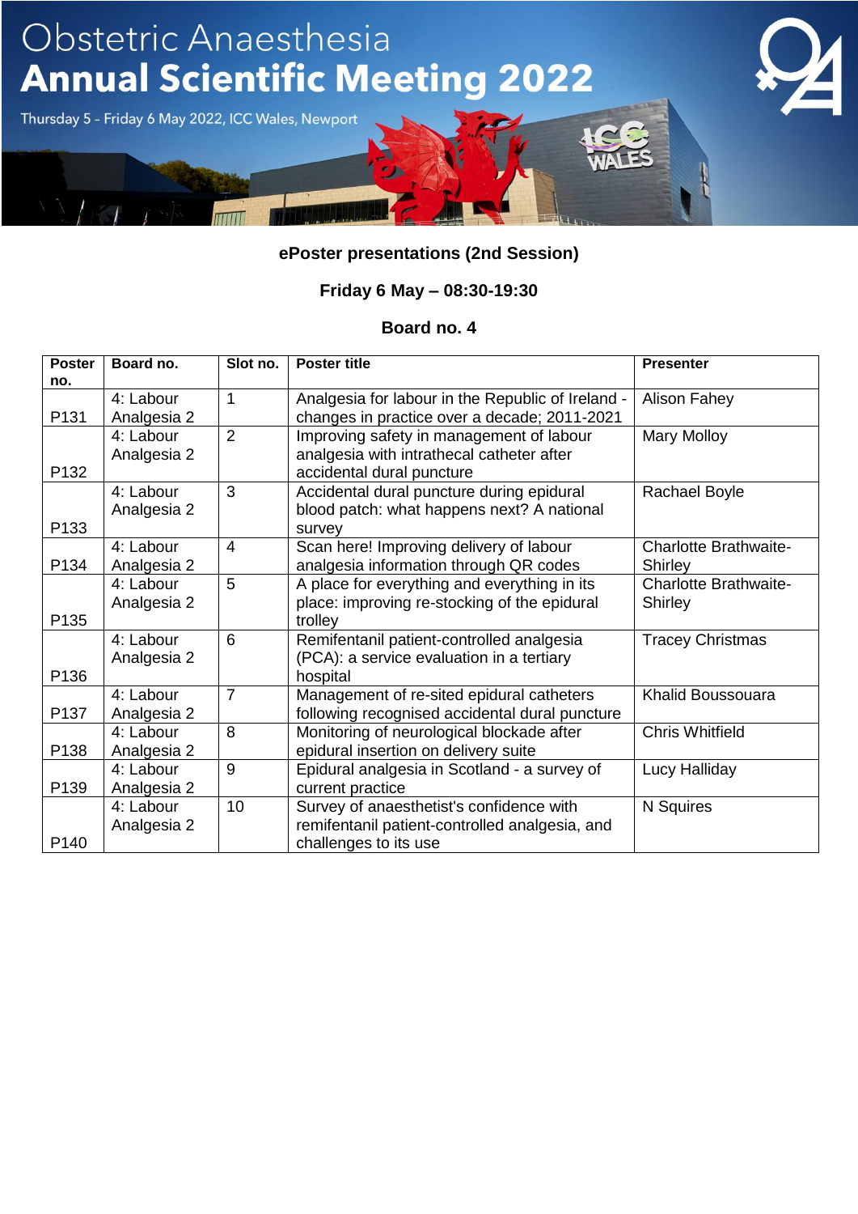# Obstetric Anaesthesia Annual Scientific Meeting 2022

Thursday 5 – Friday 6 May 2022, ICC Wales, Newport

**ePoster presentations (2nd Session)**

**Friday 6 May – 08:30-19:30**

**Board no. 4**

| Poster no. | Board no. | Slot no. | Poster title | Presenter |
|---|---|---|---|---|
| P131 | 4: Labour Analgesia 2 | 1 | Analgesia for labour in the Republic of Ireland - changes in practice over a decade; 2011-2021 | Alison Fahey |
| P132 | 4: Labour Analgesia 2 | 2 | Improving safety in management of labour analgesia with intrathecal catheter after accidental dural puncture | Mary Molloy |
| P133 | 4: Labour Analgesia 2 | 3 | Accidental dural puncture during epidural blood patch: what happens next? A national survey | Rachael Boyle |
| P134 | 4: Labour Analgesia 2 | 4 | Scan here! Improving delivery of labour analgesia information through QR codes | Charlotte Brathwaite-Shirley |
| P135 | 4: Labour Analgesia 2 | 5 | A place for everything and everything in its place: improving re-stocking of the epidural trolley | Charlotte Brathwaite-Shirley |
| P136 | 4: Labour Analgesia 2 | 6 | Remifentanil patient-controlled analgesia (PCA): a service evaluation in a tertiary hospital | Tracey Christmas |
| P137 | 4: Labour Analgesia 2 | 7 | Management of re-sited epidural catheters following recognised accidental dural puncture | Khalid Boussouara |
| P138 | 4: Labour Analgesia 2 | 8 | Monitoring of neurological blockade after epidural insertion on delivery suite | Chris Whitfield |
| P139 | 4: Labour Analgesia 2 | 9 | Epidural analgesia in Scotland - a survey of current practice | Lucy Halliday |
| P140 | 4: Labour Analgesia 2 | 10 | Survey of anaesthetist's confidence with remifentanil patient-controlled analgesia, and challenges to its use | N Squires |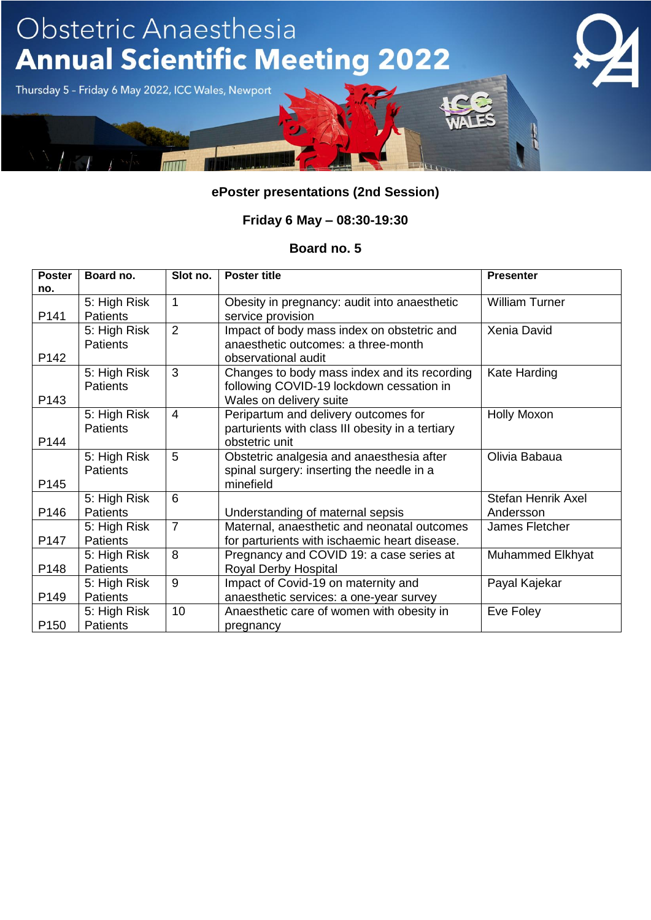# Obstetric Anaesthesia
# Annual Scientific Meeting 2022

Thursday 5 – Friday 6 May 2022, ICC Wales, Newport

**ePoster presentations (2nd Session)**

**Friday 6 May – 08:30-19:30**

**Board no. 5**

| Poster no. | Board no. | Slot no. | Poster title | Presenter |
|---|---|---|---|---|
| P141 | 5: High Risk Patients | 1 | Obesity in pregnancy: audit into anaesthetic service provision | William Turner |
| P142 | 5: High Risk Patients | 2 | Impact of body mass index on obstetric and anaesthetic outcomes: a three-month observational audit | Xenia David |
| P143 | 5: High Risk Patients | 3 | Changes to body mass index and its recording following COVID-19 lockdown cessation in Wales on delivery suite | Kate Harding |
| P144 | 5: High Risk Patients | 4 | Peripartum and delivery outcomes for parturients with class III obesity in a tertiary obstetric unit | Holly Moxon |
| P145 | 5: High Risk Patients | 5 | Obstetric analgesia and anaesthesia after spinal surgery: inserting the needle in a minefield | Olivia Babaua |
| P146 | 5: High Risk Patients | 6 | Understanding of maternal sepsis | Stefan Henrik Axel Andersson |
| P147 | 5: High Risk Patients | 7 | Maternal, anaesthetic and neonatal outcomes for parturients with ischaemic heart disease. | James Fletcher |
| P148 | 5: High Risk Patients | 8 | Pregnancy and COVID 19: a case series at Royal Derby Hospital | Muhammed Elkhyat |
| P149 | 5: High Risk Patients | 9 | Impact of Covid-19 on maternity and anaesthetic services: a one-year survey | Payal Kajekar |
| P150 | 5: High Risk Patients | 10 | Anaesthetic care of women with obesity in pregnancy | Eve Foley |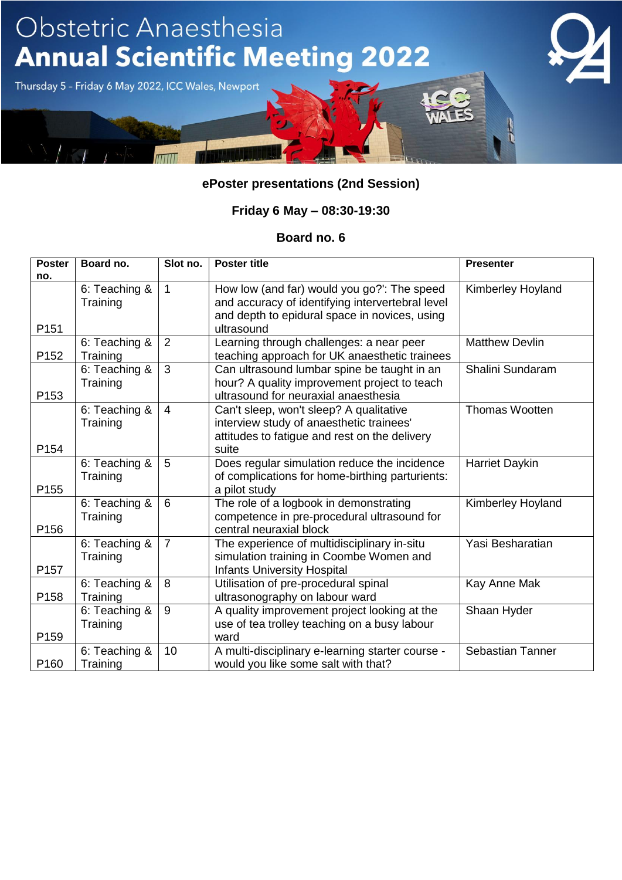# Obstetric Anaesthesia Annual Scientific Meeting 2022

Thursday 5 – Friday 6 May 2022, ICC Wales, Newport

**ePoster presentations (2nd Session)**

**Friday 6 May – 08:30-19:30**

**Board no. 6**

| Poster no. | Board no. | Slot no. | Poster title | Presenter |
|---|---|---|---|---|
| P151 | 6: Teaching & Training | 1 | How low (and far) would you go?': The speed and accuracy of identifying intervertebral level and depth to epidural space in novices, using ultrasound | Kimberley Hoyland |
| P152 | 6: Teaching & Training | 2 | Learning through challenges: a near peer teaching approach for UK anaesthetic trainees | Matthew Devlin |
| P153 | 6: Teaching & Training | 3 | Can ultrasound lumbar spine be taught in an hour? A quality improvement project to teach ultrasound for neuraxial anaesthesia | Shalini Sundaram |
| P154 | 6: Teaching & Training | 4 | Can't sleep, won't sleep? A qualitative interview study of anaesthetic trainees' attitudes to fatigue and rest on the delivery suite | Thomas Wootten |
| P155 | 6: Teaching & Training | 5 | Does regular simulation reduce the incidence of complications for home-birthing parturients: a pilot study | Harriet Daykin |
| P156 | 6: Teaching & Training | 6 | The role of a logbook in demonstrating competence in pre-procedural ultrasound for central neuraxial block | Kimberley Hoyland |
| P157 | 6: Teaching & Training | 7 | The experience of multidisciplinary in-situ simulation training in Coombe Women and Infants University Hospital | Yasi Besharatian |
| P158 | 6: Teaching & Training | 8 | Utilisation of pre-procedural spinal ultrasonography on labour ward | Kay Anne Mak |
| P159 | 6: Teaching & Training | 9 | A quality improvement project looking at the use of tea trolley teaching on a busy labour ward | Shaan Hyder |
| P160 | 6: Teaching & Training | 10 | A multi-disciplinary e-learning starter course - would you like some salt with that? | Sebastian Tanner |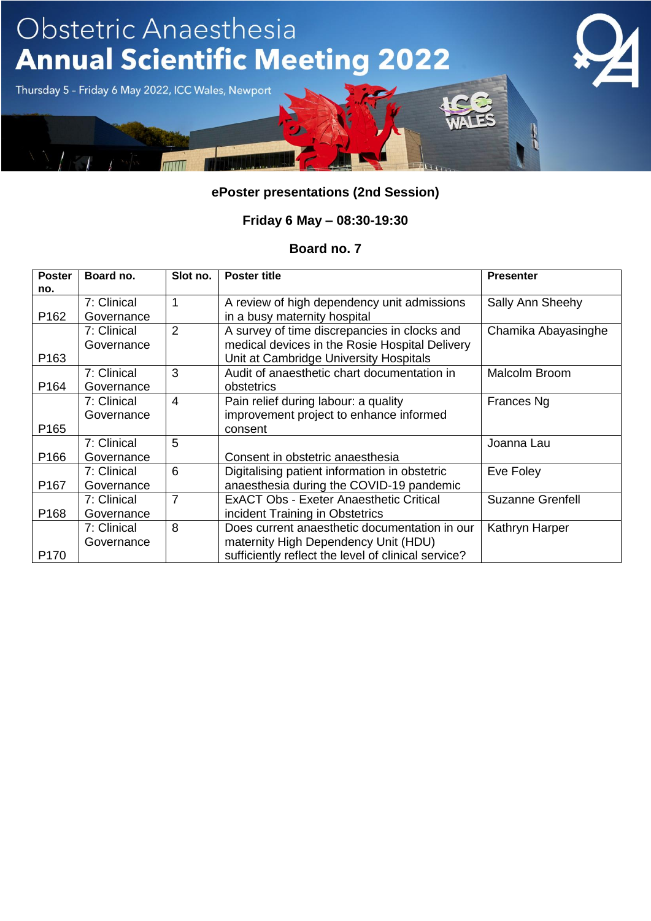# Obstetric Anaesthesia Annual Scientific Meeting 2022

Thursday 5 - Friday 6 May 2022, ICC Wales, Newport

**ePoster presentations (2nd Session)**

**Friday 6 May – 08:30-19:30**

**Board no. 7**

| Poster no. | Board no. | Slot no. | Poster title | Presenter |
|---|---|---|---|---|
| P162 | 7: Clinical Governance | 1 | A review of high dependency unit admissions in a busy maternity hospital | Sally Ann Sheehy |
| P163 | 7: Clinical Governance | 2 | A survey of time discrepancies in clocks and medical devices in the Rosie Hospital Delivery Unit at Cambridge University Hospitals | Chamika Abayasinghe |
| P164 | 7: Clinical Governance | 3 | Audit of anaesthetic chart documentation in obstetrics | Malcolm Broom |
| P165 | 7: Clinical Governance | 4 | Pain relief during labour: a quality improvement project to enhance informed consent | Frances Ng |
| P166 | 7: Clinical Governance | 5 | Consent in obstetric anaesthesia | Joanna Lau |
| P167 | 7: Clinical Governance | 6 | Digitalising patient information in obstetric anaesthesia during the COVID-19 pandemic | Eve Foley |
| P168 | 7: Clinical Governance | 7 | ExACT Obs - Exeter Anaesthetic Critical incident Training in Obstetrics | Suzanne Grenfell |
| P170 | 7: Clinical Governance | 8 | Does current anaesthetic documentation in our maternity High Dependency Unit (HDU) sufficiently reflect the level of clinical service? | Kathryn Harper |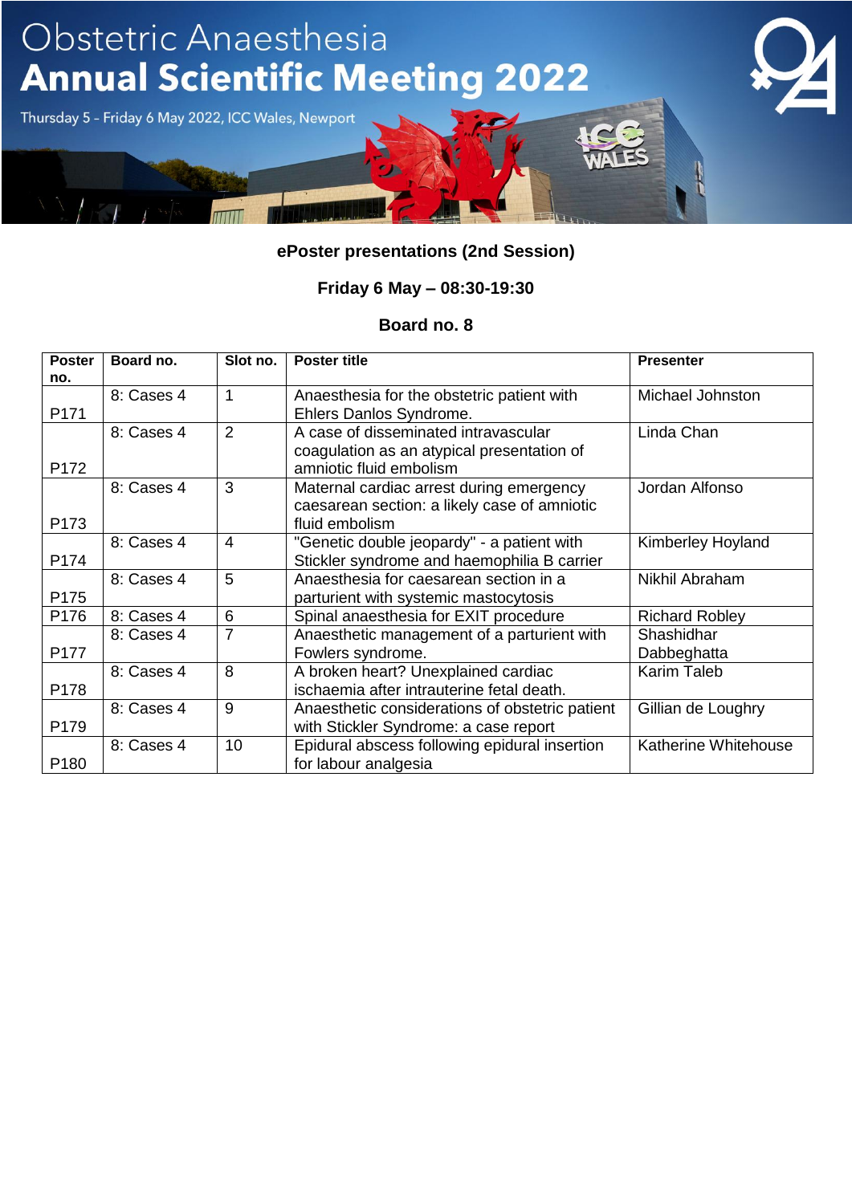# Obstetric Anaesthesia Annual Scientific Meeting 2022

Thursday 5 – Friday 6 May 2022, ICC Wales, Newport

**ePoster presentations (2nd Session)**

**Friday 6 May – 08:30-19:30**

**Board no. 8**

| Poster no. | Board no. | Slot no. | Poster title | Presenter |
|---|---|---|---|---|
| P171 | 8: Cases 4 | 1 | Anaesthesia for the obstetric patient with Ehlers Danlos Syndrome. | Michael Johnston |
| P172 | 8: Cases 4 | 2 | A case of disseminated intravascular coagulation as an atypical presentation of amniotic fluid embolism | Linda Chan |
| P173 | 8: Cases 4 | 3 | Maternal cardiac arrest during emergency caesarean section: a likely case of amniotic fluid embolism | Jordan Alfonso |
| P174 | 8: Cases 4 | 4 | "Genetic double jeopardy" - a patient with Stickler syndrome and haemophilia B carrier | Kimberley Hoyland |
| P175 | 8: Cases 4 | 5 | Anaesthesia for caesarean section in a parturient with systemic mastocytosis | Nikhil Abraham |
| P176 | 8: Cases 4 | 6 | Spinal anaesthesia for EXIT procedure | Richard Robley |
| P177 | 8: Cases 4 | 7 | Anaesthetic management of a parturient with Fowlers syndrome. | Shashidhar Dabbeghatta |
| P178 | 8: Cases 4 | 8 | A broken heart? Unexplained cardiac ischaemia after intrauterine fetal death. | Karim Taleb |
| P179 | 8: Cases 4 | 9 | Anaesthetic considerations of obstetric patient with Stickler Syndrome: a case report | Gillian de Loughry |
| P180 | 8: Cases 4 | 10 | Epidural abscess following epidural insertion for labour analgesia | Katherine Whitehouse |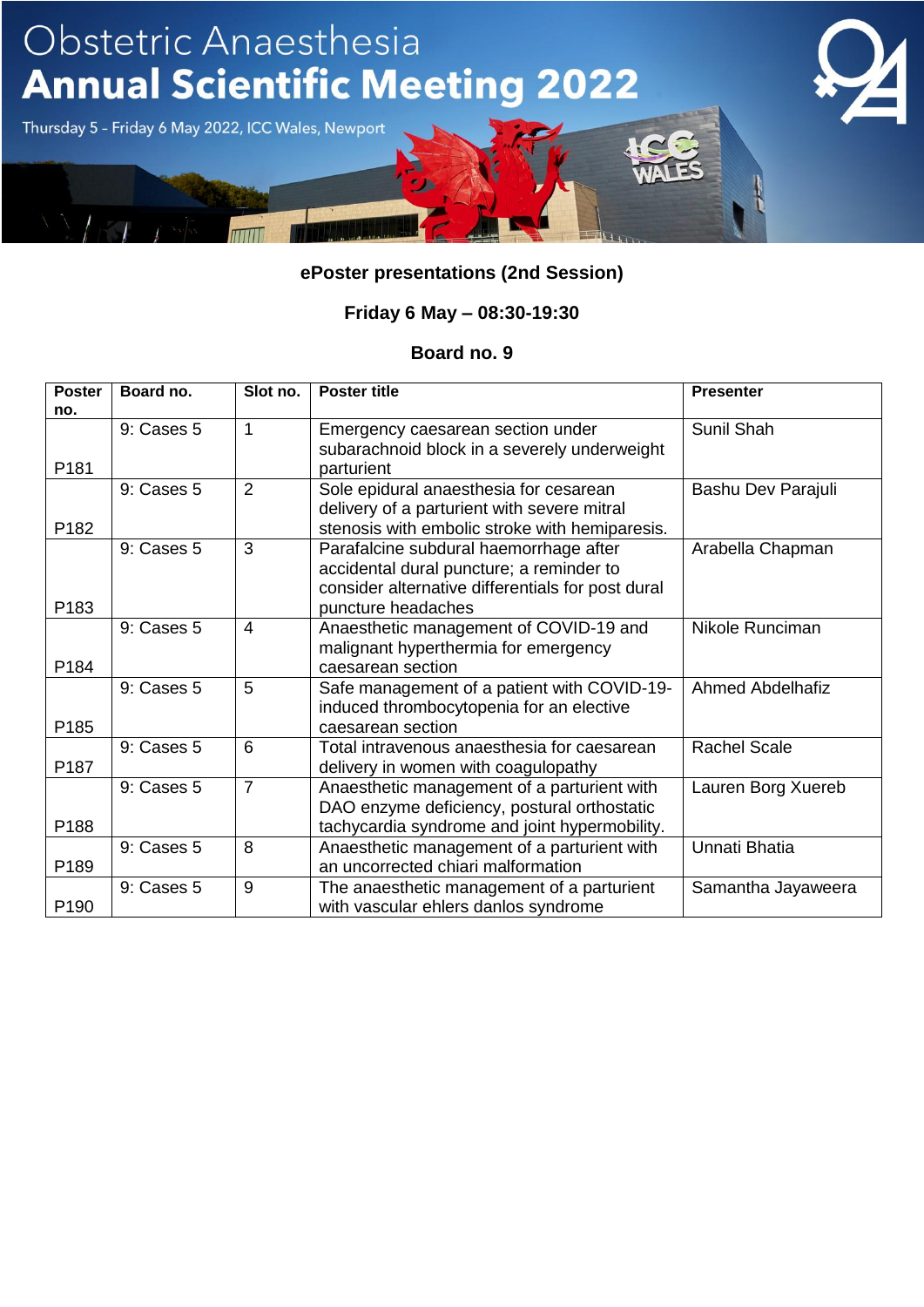# Obstetric Anaesthesia
# Annual Scientific Meeting 2022

Thursday 5 – Friday 6 May 2022, ICC Wales, Newport

**ePoster presentations (2nd Session)**

**Friday 6 May – 08:30-19:30**

**Board no. 9**

| Poster no. | Board no. | Slot no. | Poster title | Presenter |
|---|---|---|---|---|
| P181 | 9: Cases 5 | 1 | Emergency caesarean section under subarachnoid block in a severely underweight parturient | Sunil Shah |
| P182 | 9: Cases 5 | 2 | Sole epidural anaesthesia for cesarean delivery of a parturient with severe mitral stenosis with embolic stroke with hemiparesis. | Bashu Dev Parajuli |
| P183 | 9: Cases 5 | 3 | Parafalcine subdural haemorrhage after accidental dural puncture; a reminder to consider alternative differentials for post dural puncture headaches | Arabella Chapman |
| P184 | 9: Cases 5 | 4 | Anaesthetic management of COVID-19 and malignant hyperthermia for emergency caesarean section | Nikole Runciman |
| P185 | 9: Cases 5 | 5 | Safe management of a patient with COVID-19-induced thrombocytopenia for an elective caesarean section | Ahmed Abdelhafiz |
| P187 | 9: Cases 5 | 6 | Total intravenous anaesthesia for caesarean delivery in women with coagulopathy | Rachel Scale |
| P188 | 9: Cases 5 | 7 | Anaesthetic management of a parturient with DAO enzyme deficiency, postural orthostatic tachycardia syndrome and joint hypermobility. | Lauren Borg Xuereb |
| P189 | 9: Cases 5 | 8 | Anaesthetic management of a parturient with an uncorrected chiari malformation | Unnati Bhatia |
| P190 | 9: Cases 5 | 9 | The anaesthetic management of a parturient with vascular ehlers danlos syndrome | Samantha Jayaweera |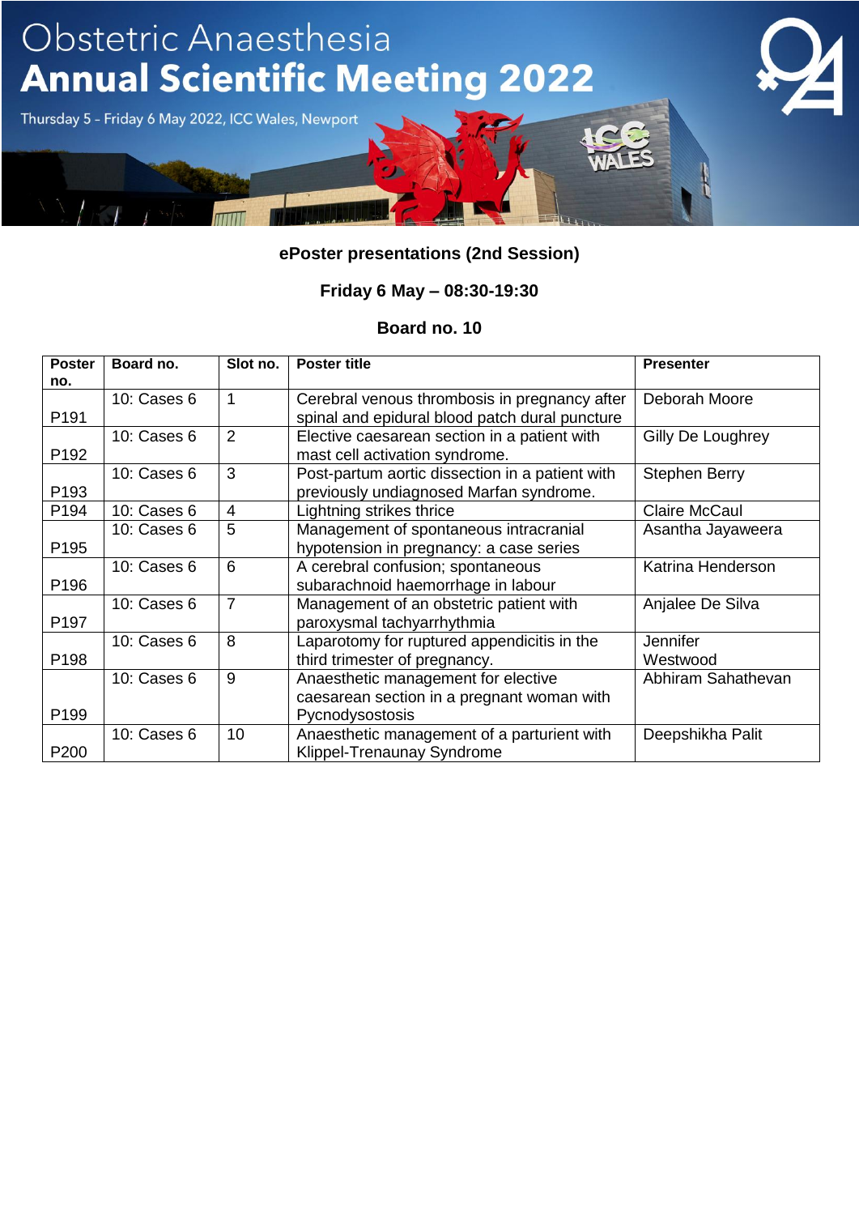# Obstetric Anaesthesia Annual Scientific Meeting 2022

Thursday 5 – Friday 6 May 2022, ICC Wales, Newport

**ePoster presentations (2nd Session)**

**Friday 6 May – 08:30-19:30**

**Board no. 10**

| Poster no. | Board no. | Slot no. | Poster title | Presenter |
|---|---|---|---|---|
| P191 | 10: Cases 6 | 1 | Cerebral venous thrombosis in pregnancy after spinal and epidural blood patch dural puncture | Deborah Moore |
| P192 | 10: Cases 6 | 2 | Elective caesarean section in a patient with mast cell activation syndrome. | Gilly De Loughrey |
| P193 | 10: Cases 6 | 3 | Post-partum aortic dissection in a patient with previously undiagnosed Marfan syndrome. | Stephen Berry |
| P194 | 10: Cases 6 | 4 | Lightning strikes thrice | Claire McCaul |
| P195 | 10: Cases 6 | 5 | Management of spontaneous intracranial hypotension in pregnancy: a case series | Asantha Jayaweera |
| P196 | 10: Cases 6 | 6 | A cerebral confusion; spontaneous subarachnoid haemorrhage in labour | Katrina Henderson |
| P197 | 10: Cases 6 | 7 | Management of an obstetric patient with paroxysmal tachyarrhythmia | Anjalee De Silva |
| P198 | 10: Cases 6 | 8 | Laparotomy for ruptured appendicitis in the third trimester of pregnancy. | Jennifer Westwood |
| P199 | 10: Cases 6 | 9 | Anaesthetic management for elective caesarean section in a pregnant woman with Pycnodysostosis | Abhiram Sahathevan |
| P200 | 10: Cases 6 | 10 | Anaesthetic management of a parturient with Klippel-Trenaunay Syndrome | Deepshikha Palit |